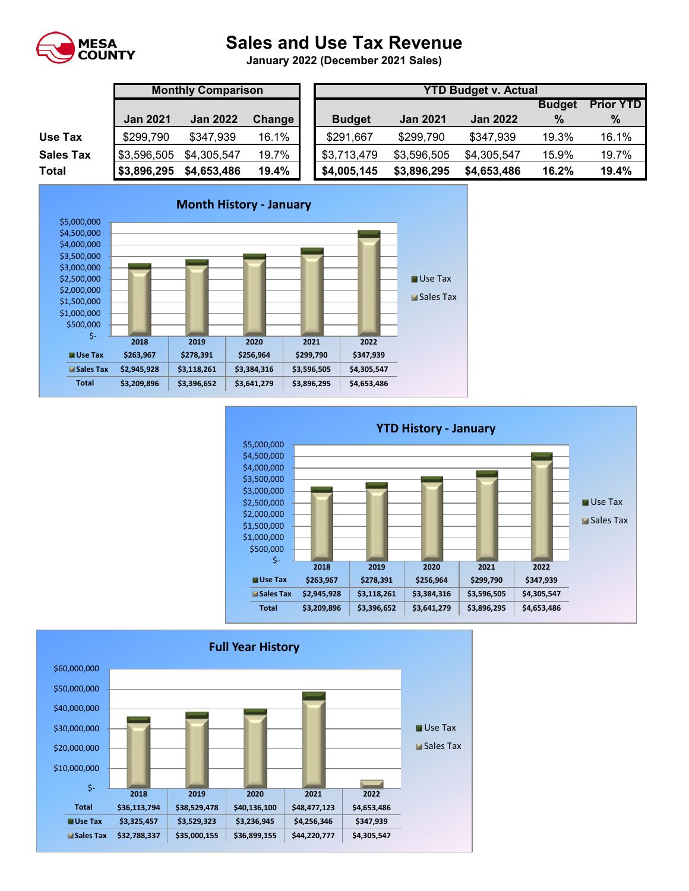# Sales and Use Tax Revenue

**January 2022 (December 2021 Sales)**

| | Monthly Comparison | | | YTD Budget v. Actual | | | | |
|---|---|---|---|---|---|---|---|---|
| | Jan 2021 | Jan 2022 | Change | Budget | Jan 2021 | Jan 2022 | Budget % | Prior YTD % |
| **Use Tax** | $299,790 | $347,939 | 16.1% | $291,667 | $299,790 | $347,939 | 19.3% | 16.1% |
| **Sales Tax** | $3,596,505 | $4,305,547 | 19.7% | $3,713,479 | $3,596,505 | $4,305,547 | 15.9% | 19.7% |
| **Total** | **$3,896,295** | **$4,653,486** | **19.4%** | **$4,005,145** | **$3,896,295** | **$4,653,486** | **16.2%** | **19.4%** |

## Month History - January

| | 2018 | 2019 | 2020 | 2021 | 2022 |
|---|---|---|---|---|---|
| Use Tax | $263,967 | $278,391 | $256,964 | $299,790 | $347,939 |
| Sales Tax | $2,945,928 | $3,118,261 | $3,384,316 | $3,596,505 | $4,305,547 |
| Total | $3,209,896 | $3,396,652 | $3,641,279 | $3,896,295 | $4,653,486 |

## YTD History - January

| | 2018 | 2019 | 2020 | 2021 | 2022 |
|---|---|---|---|---|---|
| Use Tax | $263,967 | $278,391 | $256,964 | $299,790 | $347,939 |
| Sales Tax | $2,945,928 | $3,118,261 | $3,384,316 | $3,596,505 | $4,305,547 |
| Total | $3,209,896 | $3,396,652 | $3,641,279 | $3,896,295 | $4,653,486 |

## Full Year History

| | 2018 | 2019 | 2020 | 2021 | 2022 |
|---|---|---|---|---|---|
| Total | $36,113,794 | $38,529,478 | $40,136,100 | $48,477,123 | $4,653,486 |
| Use Tax | $3,325,457 | $3,529,323 | $3,236,945 | $4,256,346 | $347,939 |
| Sales Tax | $32,788,337 | $35,000,155 | $36,899,155 | $44,220,777 | $4,305,547 |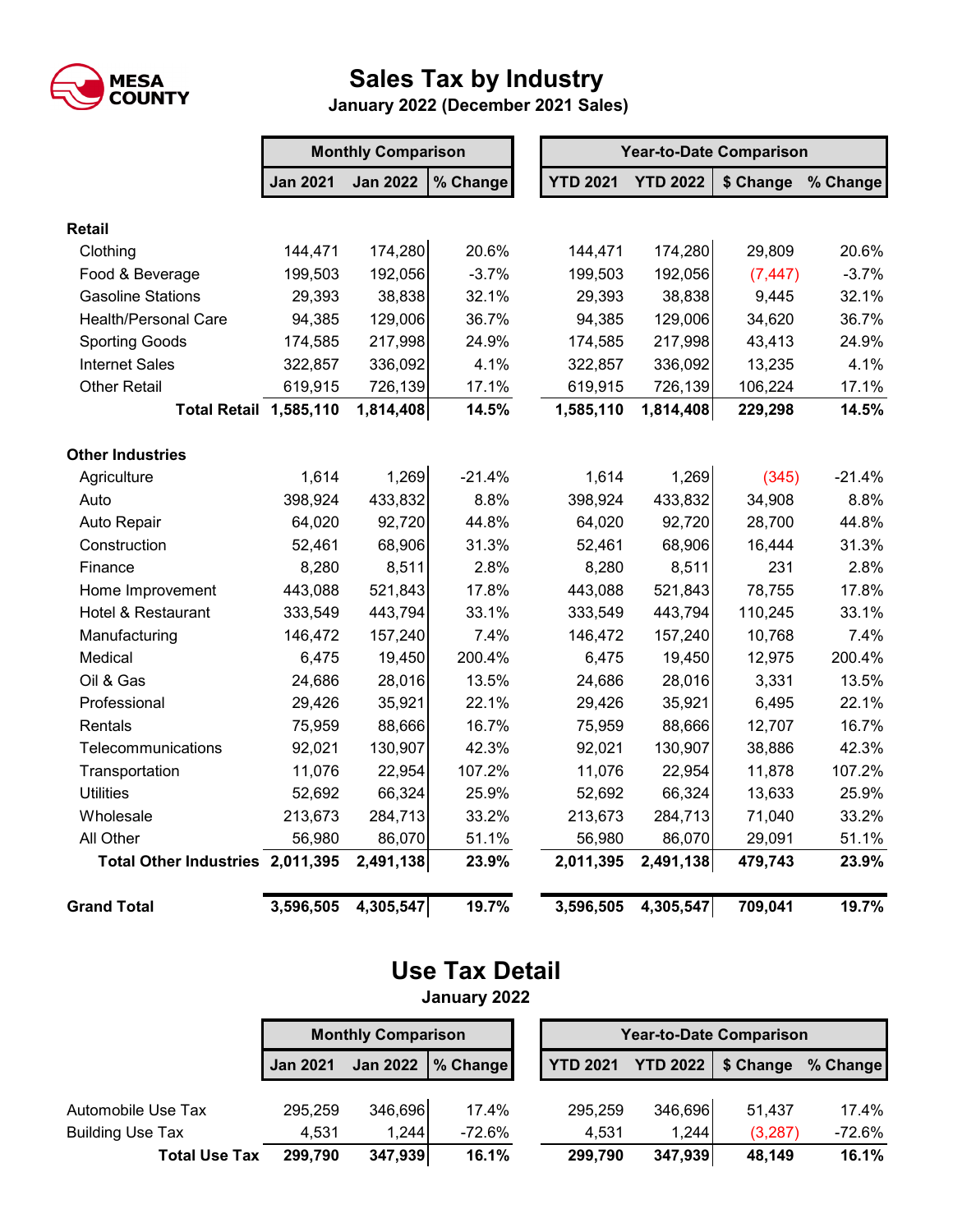MESA COUNTY

# Sales Tax by Industry

**January 2022 (December 2021 Sales)**

| | Monthly Comparison | | | Year-to-Date Comparison | | | |
|---|---|---|---|---|---|---|---|
| | Jan 2021 | Jan 2022 | % Change | YTD 2021 | YTD 2022 | $ Change | % Change |
| **Retail** | | | | | | | |
| Clothing | 144,471 | 174,280 | 20.6% | 144,471 | 174,280 | 29,809 | 20.6% |
| Food & Beverage | 199,503 | 192,056 | -3.7% | 199,503 | 192,056 | (7,447) | -3.7% |
| Gasoline Stations | 29,393 | 38,838 | 32.1% | 29,393 | 38,838 | 9,445 | 32.1% |
| Health/Personal Care | 94,385 | 129,006 | 36.7% | 94,385 | 129,006 | 34,620 | 36.7% |
| Sporting Goods | 174,585 | 217,998 | 24.9% | 174,585 | 217,998 | 43,413 | 24.9% |
| Internet Sales | 322,857 | 336,092 | 4.1% | 322,857 | 336,092 | 13,235 | 4.1% |
| Other Retail | 619,915 | 726,139 | 17.1% | 619,915 | 726,139 | 106,224 | 17.1% |
| **Total Retail** | **1,585,110** | **1,814,408** | **14.5%** | **1,585,110** | **1,814,408** | **229,298** | **14.5%** |
| **Other Industries** | | | | | | | |
| Agriculture | 1,614 | 1,269 | -21.4% | 1,614 | 1,269 | (345) | -21.4% |
| Auto | 398,924 | 433,832 | 8.8% | 398,924 | 433,832 | 34,908 | 8.8% |
| Auto Repair | 64,020 | 92,720 | 44.8% | 64,020 | 92,720 | 28,700 | 44.8% |
| Construction | 52,461 | 68,906 | 31.3% | 52,461 | 68,906 | 16,444 | 31.3% |
| Finance | 8,280 | 8,511 | 2.8% | 8,280 | 8,511 | 231 | 2.8% |
| Home Improvement | 443,088 | 521,843 | 17.8% | 443,088 | 521,843 | 78,755 | 17.8% |
| Hotel & Restaurant | 333,549 | 443,794 | 33.1% | 333,549 | 443,794 | 110,245 | 33.1% |
| Manufacturing | 146,472 | 157,240 | 7.4% | 146,472 | 157,240 | 10,768 | 7.4% |
| Medical | 6,475 | 19,450 | 200.4% | 6,475 | 19,450 | 12,975 | 200.4% |
| Oil & Gas | 24,686 | 28,016 | 13.5% | 24,686 | 28,016 | 3,331 | 13.5% |
| Professional | 29,426 | 35,921 | 22.1% | 29,426 | 35,921 | 6,495 | 22.1% |
| Rentals | 75,959 | 88,666 | 16.7% | 75,959 | 88,666 | 12,707 | 16.7% |
| Telecommunications | 92,021 | 130,907 | 42.3% | 92,021 | 130,907 | 38,886 | 42.3% |
| Transportation | 11,076 | 22,954 | 107.2% | 11,076 | 22,954 | 11,878 | 107.2% |
| Utilities | 52,692 | 66,324 | 25.9% | 52,692 | 66,324 | 13,633 | 25.9% |
| Wholesale | 213,673 | 284,713 | 33.2% | 213,673 | 284,713 | 71,040 | 33.2% |
| All Other | 56,980 | 86,070 | 51.1% | 56,980 | 86,070 | 29,091 | 51.1% |
| **Total Other Industries** | **2,011,395** | **2,491,138** | **23.9%** | **2,011,395** | **2,491,138** | **479,743** | **23.9%** |
| **Grand Total** | **3,596,505** | **4,305,547** | **19.7%** | **3,596,505** | **4,305,547** | **709,041** | **19.7%** |

# Use Tax Detail

**January 2022**

| | Monthly Comparison | | | Year-to-Date Comparison | | | |
|---|---|---|---|---|---|---|---|
| | Jan 2021 | Jan 2022 | % Change | YTD 2021 | YTD 2022 | $ Change | % Change |
| Automobile Use Tax | 295,259 | 346,696 | 17.4% | 295,259 | 346,696 | 51,437 | 17.4% |
| Building Use Tax | 4,531 | 1,244 | -72.6% | 4,531 | 1,244 | (3,287) | -72.6% |
| **Total Use Tax** | **299,790** | **347,939** | **16.1%** | **299,790** | **347,939** | **48,149** | **16.1%** |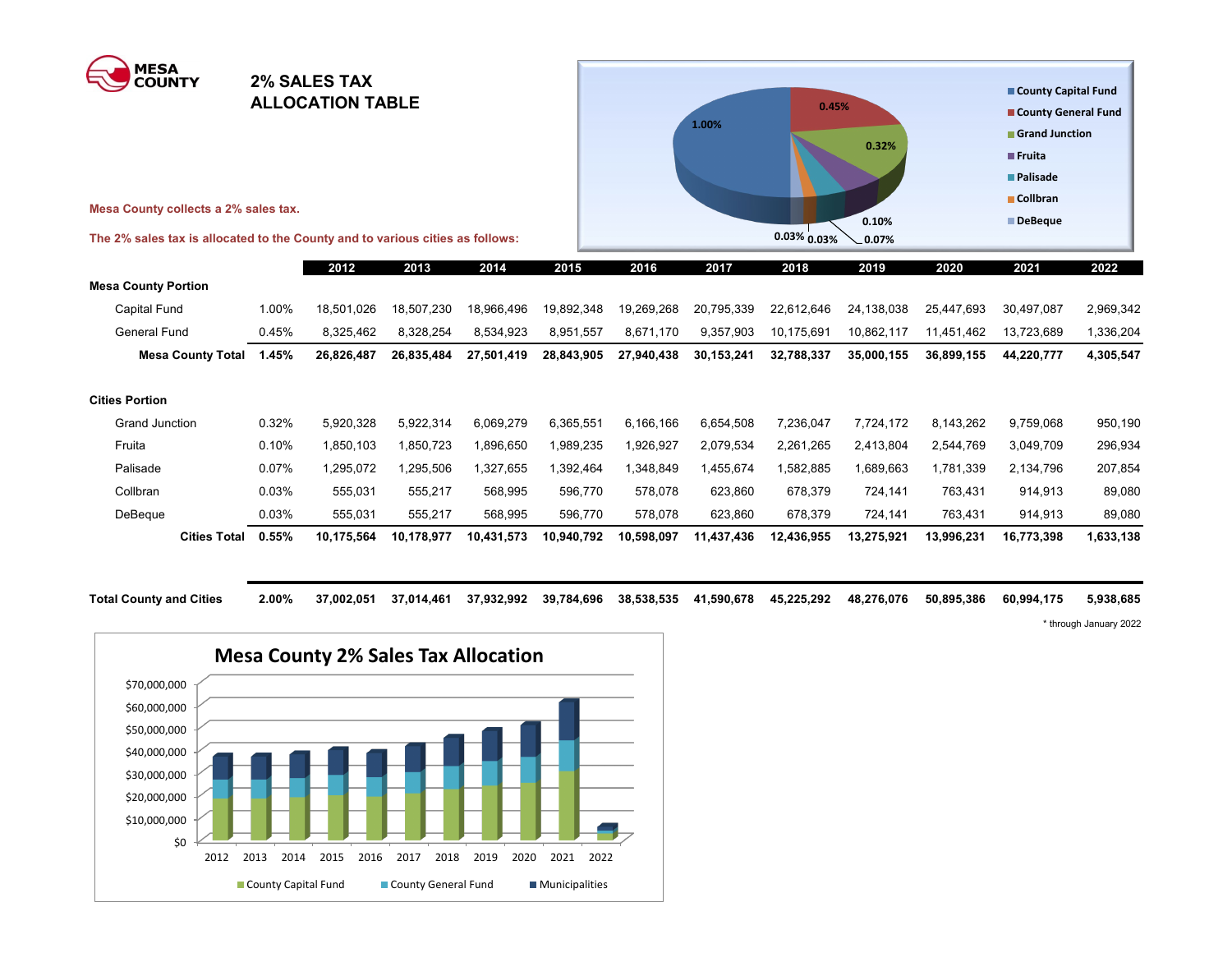MESA COUNTY

# 2% SALES TAX ALLOCATION TABLE

County Capital Fund
County General Fund
Grand Junction
Fruita
Palisade
Collbran
DeBeque

1.00%
0.45%
0.32%
0.10%
0.07%
0.03%
0.03%

**Mesa County collects a 2% sales tax.**

**The 2% sales tax is allocated to the County and to various cities as follows:**

| | | 2012 | 2013 | 2014 | 2015 | 2016 | 2017 | 2018 | 2019 | 2020 | 2021 | 2022 |
|---|---|---|---|---|---|---|---|---|---|---|---|---|
| **Mesa County Portion** | | | | | | | | | | | | |
| Capital Fund | 1.00% | 18,501,026 | 18,507,230 | 18,966,496 | 19,892,348 | 19,269,268 | 20,795,339 | 22,612,646 | 24,138,038 | 25,447,693 | 30,497,087 | 2,969,342 |
| General Fund | 0.45% | 8,325,462 | 8,328,254 | 8,534,923 | 8,951,557 | 8,671,170 | 9,357,903 | 10,175,691 | 10,862,117 | 11,451,462 | 13,723,689 | 1,336,204 |
| **Mesa County Total** | **1.45%** | **26,826,487** | **26,835,484** | **27,501,419** | **28,843,905** | **27,940,438** | **30,153,241** | **32,788,337** | **35,000,155** | **36,899,155** | **44,220,777** | **4,305,547** |
| **Cities Portion** | | | | | | | | | | | | |
| Grand Junction | 0.32% | 5,920,328 | 5,922,314 | 6,069,279 | 6,365,551 | 6,166,166 | 6,654,508 | 7,236,047 | 7,724,172 | 8,143,262 | 9,759,068 | 950,190 |
| Fruita | 0.10% | 1,850,103 | 1,850,723 | 1,896,650 | 1,989,235 | 1,926,927 | 2,079,534 | 2,261,265 | 2,413,804 | 2,544,769 | 3,049,709 | 296,934 |
| Palisade | 0.07% | 1,295,072 | 1,295,506 | 1,327,655 | 1,392,464 | 1,348,849 | 1,455,674 | 1,582,885 | 1,689,663 | 1,781,339 | 2,134,796 | 207,854 |
| Collbran | 0.03% | 555,031 | 555,217 | 568,995 | 596,770 | 578,078 | 623,860 | 678,379 | 724,141 | 763,431 | 914,913 | 89,080 |
| DeBeque | 0.03% | 555,031 | 555,217 | 568,995 | 596,770 | 578,078 | 623,860 | 678,379 | 724,141 | 763,431 | 914,913 | 89,080 |
| **Cities Total** | **0.55%** | **10,175,564** | **10,178,977** | **10,431,573** | **10,940,792** | **10,598,097** | **11,437,436** | **12,436,955** | **13,275,921** | **13,996,231** | **16,773,398** | **1,633,138** |
| **Total County and Cities** | **2.00%** | **37,002,051** | **37,014,461** | **37,932,992** | **39,784,696** | **38,538,535** | **41,590,678** | **45,225,292** | **48,276,076** | **50,895,386** | **60,994,175** | **5,938,685** |

\* through January 2022

## Mesa County 2% Sales Tax Allocation

$70,000,000
$60,000,000
$50,000,000
$40,000,000
$30,000,000
$20,000,000
$10,000,000
$0

2012 2013 2014 2015 2016 2017 2018 2019 2020 2021 2022

County Capital Fund
County General Fund
Municipalities